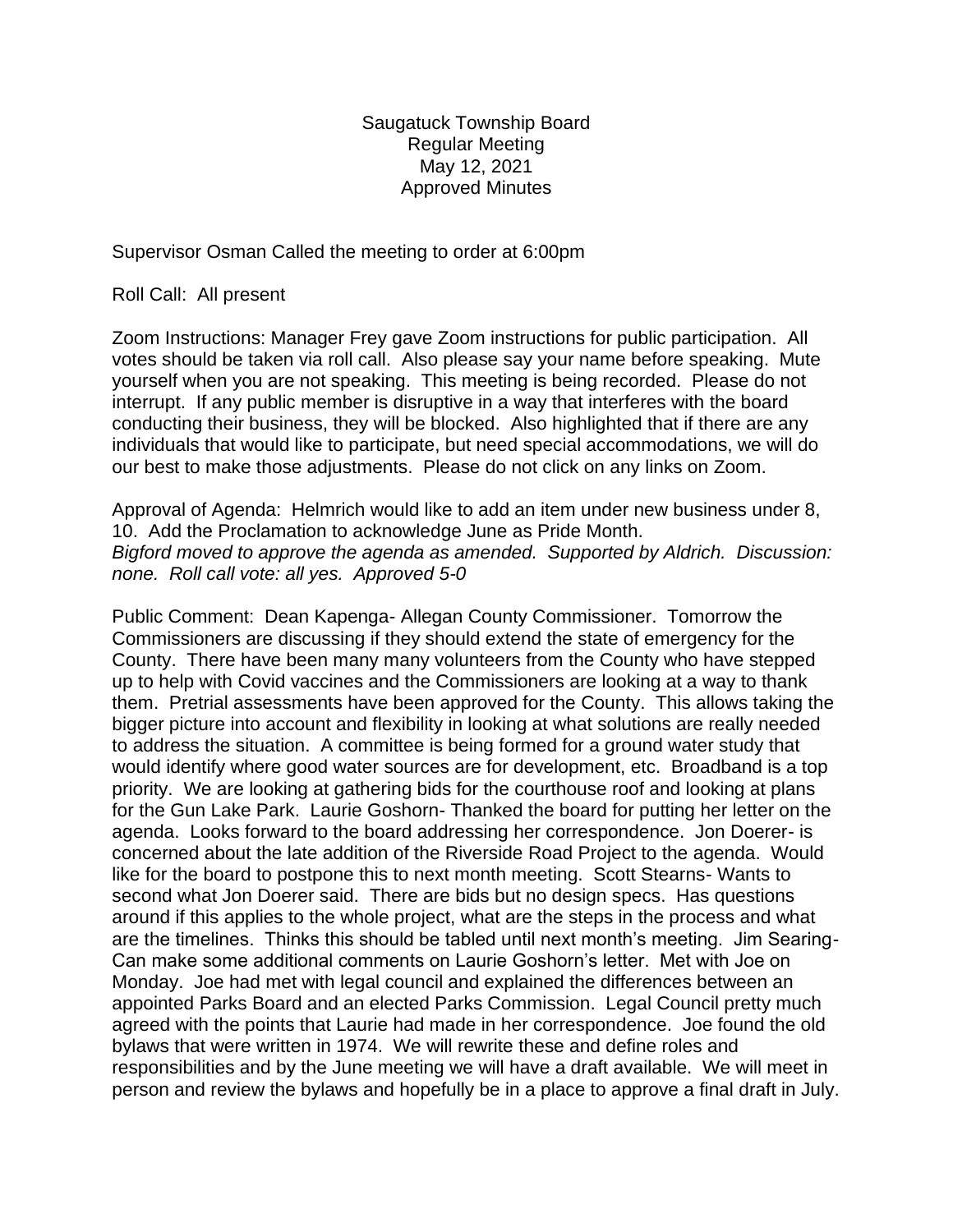Saugatuck Township Board
Regular Meeting
May 12, 2021
Approved Minutes

Supervisor Osman Called the meeting to order at 6:00pm

Roll Call: All present

Zoom Instructions: Manager Frey gave Zoom instructions for public participation. All votes should be taken via roll call. Also please say your name before speaking. Mute yourself when you are not speaking. This meeting is being recorded. Please do not interrupt. If any public member is disruptive in a way that interferes with the board conducting their business, they will be blocked. Also highlighted that if there are any individuals that would like to participate, but need special accommodations, we will do our best to make those adjustments. Please do not click on any links on Zoom.

Approval of Agenda: Helmrich would like to add an item under new business under 8, 10. Add the Proclamation to acknowledge June as Pride Month.
*Bigford moved to approve the agenda as amended. Supported by Aldrich. Discussion: none. Roll call vote: all yes. Approved 5-0*

Public Comment: Dean Kapenga- Allegan County Commissioner. Tomorrow the Commissioners are discussing if they should extend the state of emergency for the County. There have been many many volunteers from the County who have stepped up to help with Covid vaccines and the Commissioners are looking at a way to thank them. Pretrial assessments have been approved for the County. This allows taking the bigger picture into account and flexibility in looking at what solutions are really needed to address the situation. A committee is being formed for a ground water study that would identify where good water sources are for development, etc. Broadband is a top priority. We are looking at gathering bids for the courthouse roof and looking at plans for the Gun Lake Park. Laurie Goshorn- Thanked the board for putting her letter on the agenda. Looks forward to the board addressing her correspondence. Jon Doerer- is concerned about the late addition of the Riverside Road Project to the agenda. Would like for the board to postpone this to next month meeting. Scott Stearns- Wants to second what Jon Doerer said. There are bids but no design specs. Has questions around if this applies to the whole project, what are the steps in the process and what are the timelines. Thinks this should be tabled until next month's meeting. Jim Searing- Can make some additional comments on Laurie Goshorn's letter. Met with Joe on Monday. Joe had met with legal council and explained the differences between an appointed Parks Board and an elected Parks Commission. Legal Council pretty much agreed with the points that Laurie had made in her correspondence. Joe found the old bylaws that were written in 1974. We will rewrite these and define roles and responsibilities and by the June meeting we will have a draft available. We will meet in person and review the bylaws and hopefully be in a place to approve a final draft in July.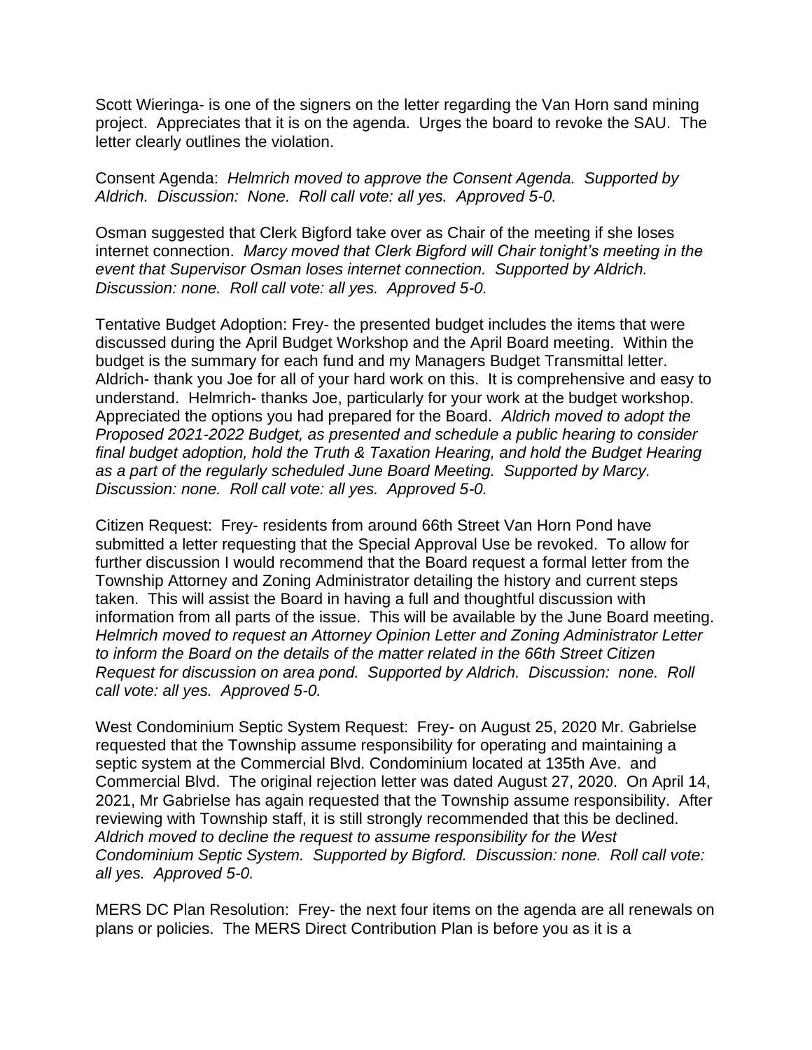Scott Wieringa- is one of the signers on the letter regarding the Van Horn sand mining project. Appreciates that it is on the agenda. Urges the board to revoke the SAU. The letter clearly outlines the violation.

Consent Agenda: *Helmrich moved to approve the Consent Agenda. Supported by Aldrich. Discussion: None. Roll call vote: all yes. Approved 5-0.*

Osman suggested that Clerk Bigford take over as Chair of the meeting if she loses internet connection. *Marcy moved that Clerk Bigford will Chair tonight's meeting in the event that Supervisor Osman loses internet connection. Supported by Aldrich. Discussion: none. Roll call vote: all yes. Approved 5-0.*

Tentative Budget Adoption: Frey- the presented budget includes the items that were discussed during the April Budget Workshop and the April Board meeting. Within the budget is the summary for each fund and my Managers Budget Transmittal letter. Aldrich- thank you Joe for all of your hard work on this. It is comprehensive and easy to understand. Helmrich- thanks Joe, particularly for your work at the budget workshop. Appreciated the options you had prepared for the Board. *Aldrich moved to adopt the Proposed 2021-2022 Budget, as presented and schedule a public hearing to consider final budget adoption, hold the Truth & Taxation Hearing, and hold the Budget Hearing as a part of the regularly scheduled June Board Meeting. Supported by Marcy. Discussion: none. Roll call vote: all yes. Approved 5-0.*

Citizen Request: Frey- residents from around 66th Street Van Horn Pond have submitted a letter requesting that the Special Approval Use be revoked. To allow for further discussion I would recommend that the Board request a formal letter from the Township Attorney and Zoning Administrator detailing the history and current steps taken. This will assist the Board in having a full and thoughtful discussion with information from all parts of the issue. This will be available by the June Board meeting. *Helmrich moved to request an Attorney Opinion Letter and Zoning Administrator Letter to inform the Board on the details of the matter related in the 66th Street Citizen Request for discussion on area pond. Supported by Aldrich. Discussion: none. Roll call vote: all yes. Approved 5-0.*

West Condominium Septic System Request: Frey- on August 25, 2020 Mr. Gabrielse requested that the Township assume responsibility for operating and maintaining a septic system at the Commercial Blvd. Condominium located at 135th Ave. and Commercial Blvd. The original rejection letter was dated August 27, 2020. On April 14, 2021, Mr Gabrielse has again requested that the Township assume responsibility. After reviewing with Township staff, it is still strongly recommended that this be declined. *Aldrich moved to decline the request to assume responsibility for the West Condominium Septic System. Supported by Bigford. Discussion: none. Roll call vote: all yes. Approved 5-0.*

MERS DC Plan Resolution: Frey- the next four items on the agenda are all renewals on plans or policies. The MERS Direct Contribution Plan is before you as it is a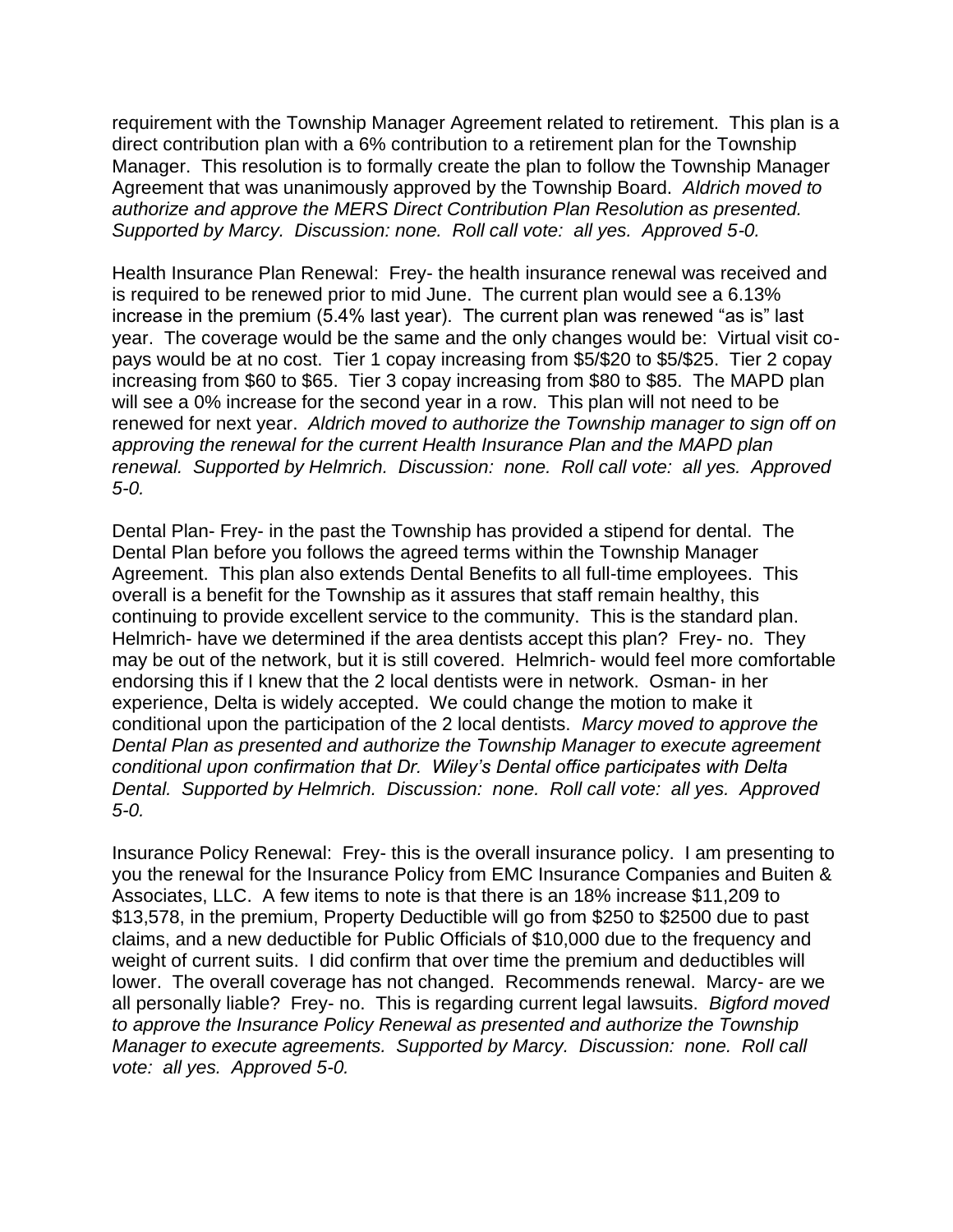requirement with the Township Manager Agreement related to retirement. This plan is a direct contribution plan with a 6% contribution to a retirement plan for the Township Manager. This resolution is to formally create the plan to follow the Township Manager Agreement that was unanimously approved by the Township Board. *Aldrich moved to authorize and approve the MERS Direct Contribution Plan Resolution as presented. Supported by Marcy. Discussion: none. Roll call vote: all yes. Approved 5-0.*

Health Insurance Plan Renewal: Frey- the health insurance renewal was received and is required to be renewed prior to mid June. The current plan would see a 6.13% increase in the premium (5.4% last year). The current plan was renewed "as is" last year. The coverage would be the same and the only changes would be: Virtual visit co-pays would be at no cost. Tier 1 copay increasing from $5/$20 to $5/$25. Tier 2 copay increasing from $60 to $65. Tier 3 copay increasing from $80 to $85. The MAPD plan will see a 0% increase for the second year in a row. This plan will not need to be renewed for next year. *Aldrich moved to authorize the Township manager to sign off on approving the renewal for the current Health Insurance Plan and the MAPD plan renewal. Supported by Helmrich. Discussion: none. Roll call vote: all yes. Approved 5-0.*

Dental Plan- Frey- in the past the Township has provided a stipend for dental. The Dental Plan before you follows the agreed terms within the Township Manager Agreement. This plan also extends Dental Benefits to all full-time employees. This overall is a benefit for the Township as it assures that staff remain healthy, this continuing to provide excellent service to the community. This is the standard plan. Helmrich- have we determined if the area dentists accept this plan? Frey- no. They may be out of the network, but it is still covered. Helmrich- would feel more comfortable endorsing this if I knew that the 2 local dentists were in network. Osman- in her experience, Delta is widely accepted. We could change the motion to make it conditional upon the participation of the 2 local dentists. *Marcy moved to approve the Dental Plan as presented and authorize the Township Manager to execute agreement conditional upon confirmation that Dr. Wiley's Dental office participates with Delta Dental. Supported by Helmrich. Discussion: none. Roll call vote: all yes. Approved 5-0.*

Insurance Policy Renewal: Frey- this is the overall insurance policy. I am presenting to you the renewal for the Insurance Policy from EMC Insurance Companies and Buiten & Associates, LLC. A few items to note is that there is an 18% increase $11,209 to $13,578, in the premium, Property Deductible will go from $250 to $2500 due to past claims, and a new deductible for Public Officials of $10,000 due to the frequency and weight of current suits. I did confirm that over time the premium and deductibles will lower. The overall coverage has not changed. Recommends renewal. Marcy- are we all personally liable? Frey- no. This is regarding current legal lawsuits. *Bigford moved to approve the Insurance Policy Renewal as presented and authorize the Township Manager to execute agreements. Supported by Marcy. Discussion: none. Roll call vote: all yes. Approved 5-0.*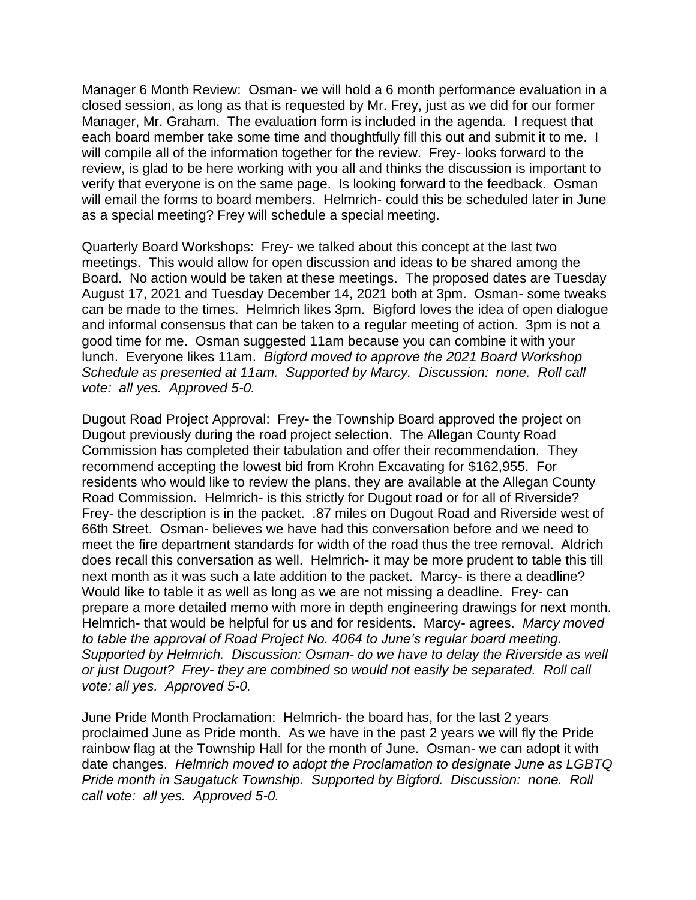Manager 6 Month Review: Osman- we will hold a 6 month performance evaluation in a closed session, as long as that is requested by Mr. Frey, just as we did for our former Manager, Mr. Graham. The evaluation form is included in the agenda. I request that each board member take some time and thoughtfully fill this out and submit it to me. I will compile all of the information together for the review. Frey- looks forward to the review, is glad to be here working with you all and thinks the discussion is important to verify that everyone is on the same page. Is looking forward to the feedback. Osman will email the forms to board members. Helmrich- could this be scheduled later in June as a special meeting? Frey will schedule a special meeting.

Quarterly Board Workshops: Frey- we talked about this concept at the last two meetings. This would allow for open discussion and ideas to be shared among the Board. No action would be taken at these meetings. The proposed dates are Tuesday August 17, 2021 and Tuesday December 14, 2021 both at 3pm. Osman- some tweaks can be made to the times. Helmrich likes 3pm. Bigford loves the idea of open dialogue and informal consensus that can be taken to a regular meeting of action. 3pm is not a good time for me. Osman suggested 11am because you can combine it with your lunch. Everyone likes 11am. *Bigford moved to approve the 2021 Board Workshop Schedule as presented at 11am. Supported by Marcy. Discussion: none. Roll call vote: all yes. Approved 5-0.*

Dugout Road Project Approval: Frey- the Township Board approved the project on Dugout previously during the road project selection. The Allegan County Road Commission has completed their tabulation and offer their recommendation. They recommend accepting the lowest bid from Krohn Excavating for $162,955. For residents who would like to review the plans, they are available at the Allegan County Road Commission. Helmrich- is this strictly for Dugout road or for all of Riverside? Frey- the description is in the packet. .87 miles on Dugout Road and Riverside west of 66th Street. Osman- believes we have had this conversation before and we need to meet the fire department standards for width of the road thus the tree removal. Aldrich does recall this conversation as well. Helmrich- it may be more prudent to table this till next month as it was such a late addition to the packet. Marcy- is there a deadline? Would like to table it as well as long as we are not missing a deadline. Frey- can prepare a more detailed memo with more in depth engineering drawings for next month. Helmrich- that would be helpful for us and for residents. Marcy- agrees. *Marcy moved to table the approval of Road Project No. 4064 to June's regular board meeting. Supported by Helmrich. Discussion: Osman- do we have to delay the Riverside as well or just Dugout? Frey- they are combined so would not easily be separated. Roll call vote: all yes. Approved 5-0.*

June Pride Month Proclamation: Helmrich- the board has, for the last 2 years proclaimed June as Pride month. As we have in the past 2 years we will fly the Pride rainbow flag at the Township Hall for the month of June. Osman- we can adopt it with date changes. *Helmrich moved to adopt the Proclamation to designate June as LGBTQ Pride month in Saugatuck Township. Supported by Bigford. Discussion: none. Roll call vote: all yes. Approved 5-0.*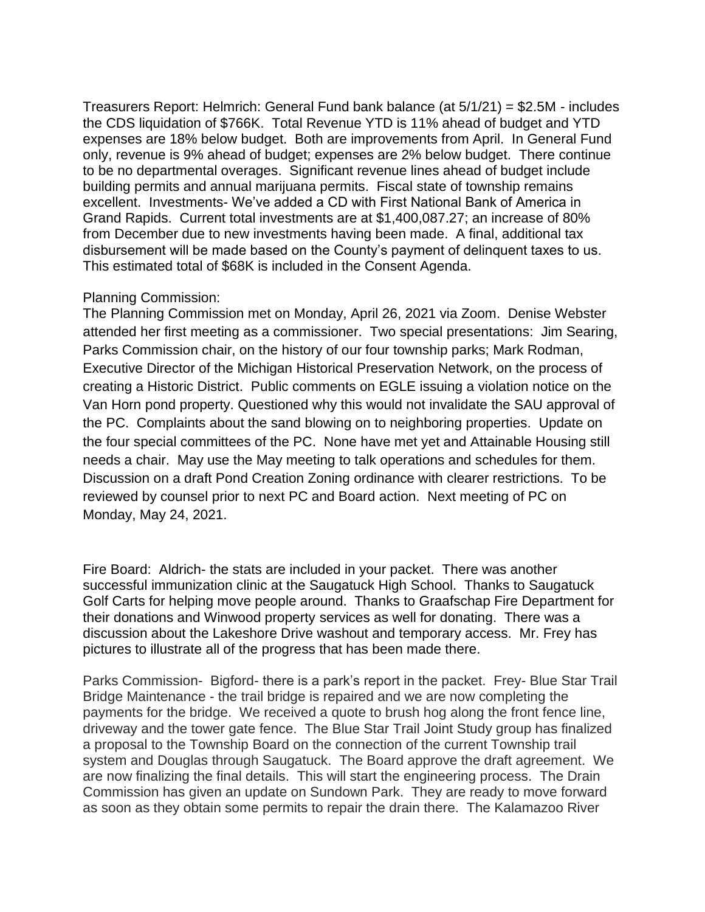Treasurers Report: Helmrich: General Fund bank balance (at 5/1/21) = $2.5M - includes the CDS liquidation of $766K. Total Revenue YTD is 11% ahead of budget and YTD expenses are 18% below budget. Both are improvements from April. In General Fund only, revenue is 9% ahead of budget; expenses are 2% below budget. There continue to be no departmental overages. Significant revenue lines ahead of budget include building permits and annual marijuana permits. Fiscal state of township remains excellent. Investments- We've added a CD with First National Bank of America in Grand Rapids. Current total investments are at $1,400,087.27; an increase of 80% from December due to new investments having been made. A final, additional tax disbursement will be made based on the County's payment of delinquent taxes to us. This estimated total of $68K is included in the Consent Agenda.

Planning Commission:
The Planning Commission met on Monday, April 26, 2021 via Zoom. Denise Webster attended her first meeting as a commissioner. Two special presentations: Jim Searing, Parks Commission chair, on the history of our four township parks; Mark Rodman, Executive Director of the Michigan Historical Preservation Network, on the process of creating a Historic District. Public comments on EGLE issuing a violation notice on the Van Horn pond property. Questioned why this would not invalidate the SAU approval of the PC. Complaints about the sand blowing on to neighboring properties. Update on the four special committees of the PC. None have met yet and Attainable Housing still needs a chair. May use the May meeting to talk operations and schedules for them. Discussion on a draft Pond Creation Zoning ordinance with clearer restrictions. To be reviewed by counsel prior to next PC and Board action. Next meeting of PC on Monday, May 24, 2021.

Fire Board: Aldrich- the stats are included in your packet. There was another successful immunization clinic at the Saugatuck High School. Thanks to Saugatuck Golf Carts for helping move people around. Thanks to Graafschap Fire Department for their donations and Winwood property services as well for donating. There was a discussion about the Lakeshore Drive washout and temporary access. Mr. Frey has pictures to illustrate all of the progress that has been made there.

Parks Commission- Bigford- there is a park's report in the packet. Frey- Blue Star Trail Bridge Maintenance - the trail bridge is repaired and we are now completing the payments for the bridge. We received a quote to brush hog along the front fence line, driveway and the tower gate fence. The Blue Star Trail Joint Study group has finalized a proposal to the Township Board on the connection of the current Township trail system and Douglas through Saugatuck. The Board approve the draft agreement. We are now finalizing the final details. This will start the engineering process. The Drain Commission has given an update on Sundown Park. They are ready to move forward as soon as they obtain some permits to repair the drain there. The Kalamazoo River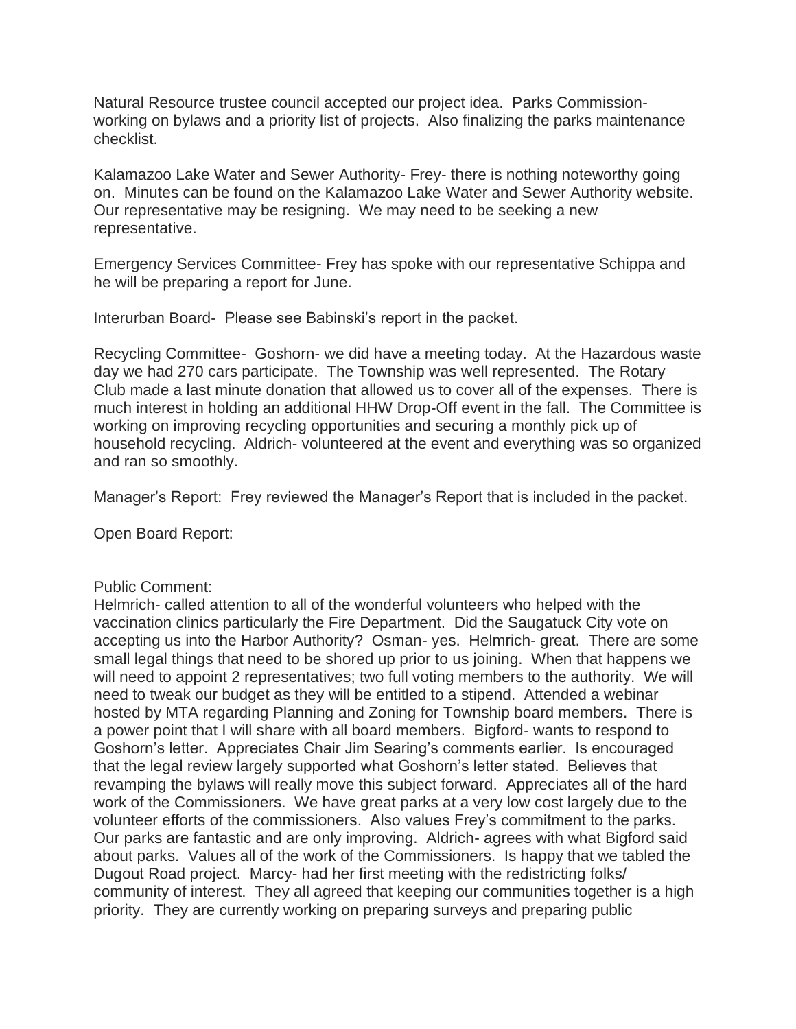Natural Resource trustee council accepted our project idea. Parks Commission- working on bylaws and a priority list of projects. Also finalizing the parks maintenance checklist.

Kalamazoo Lake Water and Sewer Authority- Frey- there is nothing noteworthy going on. Minutes can be found on the Kalamazoo Lake Water and Sewer Authority website. Our representative may be resigning. We may need to be seeking a new representative.

Emergency Services Committee- Frey has spoke with our representative Schippa and he will be preparing a report for June.

Interurban Board- Please see Babinski's report in the packet.

Recycling Committee- Goshorn- we did have a meeting today. At the Hazardous waste day we had 270 cars participate. The Township was well represented. The Rotary Club made a last minute donation that allowed us to cover all of the expenses. There is much interest in holding an additional HHW Drop-Off event in the fall. The Committee is working on improving recycling opportunities and securing a monthly pick up of household recycling. Aldrich- volunteered at the event and everything was so organized and ran so smoothly.

Manager's Report: Frey reviewed the Manager's Report that is included in the packet.

Open Board Report:

Public Comment:
Helmrich- called attention to all of the wonderful volunteers who helped with the vaccination clinics particularly the Fire Department. Did the Saugatuck City vote on accepting us into the Harbor Authority? Osman- yes. Helmrich- great. There are some small legal things that need to be shored up prior to us joining. When that happens we will need to appoint 2 representatives; two full voting members to the authority. We will need to tweak our budget as they will be entitled to a stipend. Attended a webinar hosted by MTA regarding Planning and Zoning for Township board members. There is a power point that I will share with all board members. Bigford- wants to respond to Goshorn's letter. Appreciates Chair Jim Searing's comments earlier. Is encouraged that the legal review largely supported what Goshorn's letter stated. Believes that revamping the bylaws will really move this subject forward. Appreciates all of the hard work of the Commissioners. We have great parks at a very low cost largely due to the volunteer efforts of the commissioners. Also values Frey's commitment to the parks. Our parks are fantastic and are only improving. Aldrich- agrees with what Bigford said about parks. Values all of the work of the Commissioners. Is happy that we tabled the Dugout Road project. Marcy- had her first meeting with the redistricting folks/ community of interest. They all agreed that keeping our communities together is a high priority. They are currently working on preparing surveys and preparing public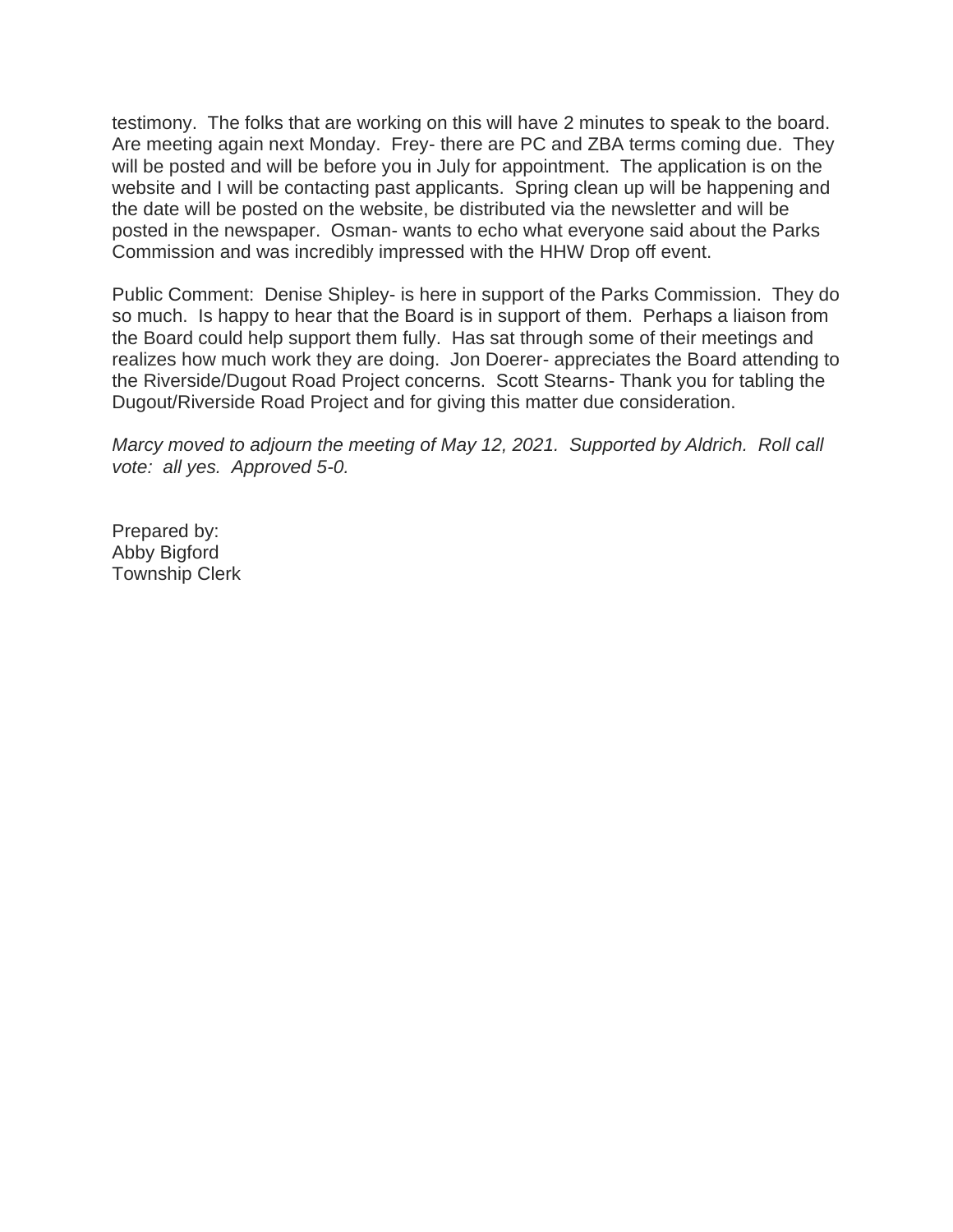testimony. The folks that are working on this will have 2 minutes to speak to the board. Are meeting again next Monday. Frey- there are PC and ZBA terms coming due. They will be posted and will be before you in July for appointment. The application is on the website and I will be contacting past applicants. Spring clean up will be happening and the date will be posted on the website, be distributed via the newsletter and will be posted in the newspaper. Osman- wants to echo what everyone said about the Parks Commission and was incredibly impressed with the HHW Drop off event.

Public Comment: Denise Shipley- is here in support of the Parks Commission. They do so much. Is happy to hear that the Board is in support of them. Perhaps a liaison from the Board could help support them fully. Has sat through some of their meetings and realizes how much work they are doing. Jon Doerer- appreciates the Board attending to the Riverside/Dugout Road Project concerns. Scott Stearns- Thank you for tabling the Dugout/Riverside Road Project and for giving this matter due consideration.

*Marcy moved to adjourn the meeting of May 12, 2021. Supported by Aldrich. Roll call vote: all yes. Approved 5-0.*

Prepared by:
Abby Bigford
Township Clerk